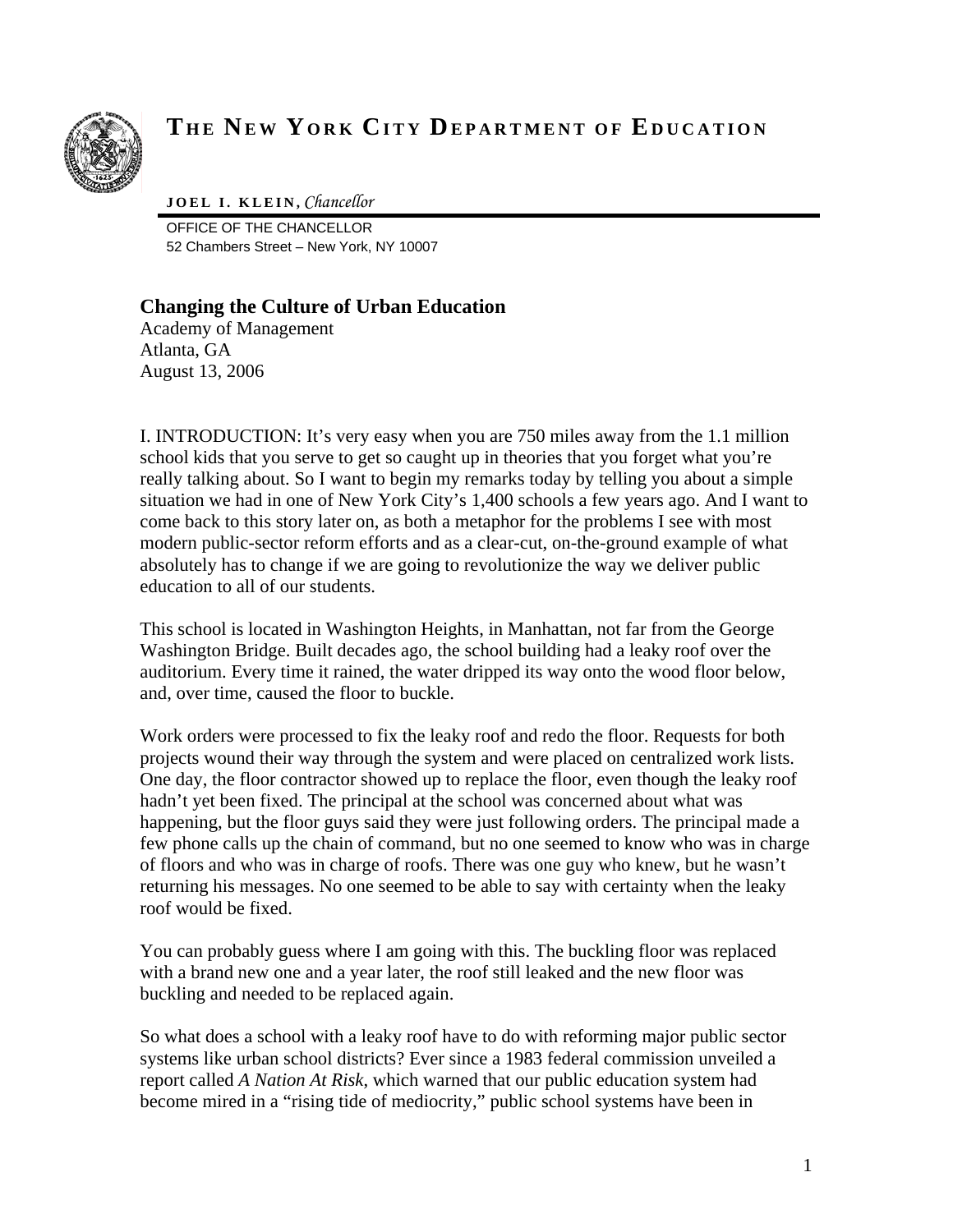# THE NEW YORK CITY DEPARTMENT OF EDUCATION

**JOEL I. KLEIN,** *Chancellor*

OFFICE OF THE CHANCELLOR
52 Chambers Street – New York, NY 10007

## Changing the Culture of Urban Education

Academy of Management
Atlanta, GA
August 13, 2006

I. INTRODUCTION: It's very easy when you are 750 miles away from the 1.1 million school kids that you serve to get so caught up in theories that you forget what you're really talking about. So I want to begin my remarks today by telling you about a simple situation we had in one of New York City's 1,400 schools a few years ago. And I want to come back to this story later on, as both a metaphor for the problems I see with most modern public-sector reform efforts and as a clear-cut, on-the-ground example of what absolutely has to change if we are going to revolutionize the way we deliver public education to all of our students.

This school is located in Washington Heights, in Manhattan, not far from the George Washington Bridge. Built decades ago, the school building had a leaky roof over the auditorium. Every time it rained, the water dripped its way onto the wood floor below, and, over time, caused the floor to buckle.

Work orders were processed to fix the leaky roof and redo the floor. Requests for both projects wound their way through the system and were placed on centralized work lists. One day, the floor contractor showed up to replace the floor, even though the leaky roof hadn't yet been fixed. The principal at the school was concerned about what was happening, but the floor guys said they were just following orders. The principal made a few phone calls up the chain of command, but no one seemed to know who was in charge of floors and who was in charge of roofs. There was one guy who knew, but he wasn't returning his messages. No one seemed to be able to say with certainty when the leaky roof would be fixed.

You can probably guess where I am going with this. The buckling floor was replaced with a brand new one and a year later, the roof still leaked and the new floor was buckling and needed to be replaced again.

So what does a school with a leaky roof have to do with reforming major public sector systems like urban school districts? Ever since a 1983 federal commission unveiled a report called *A Nation At Risk*, which warned that our public education system had become mired in a "rising tide of mediocrity," public school systems have been in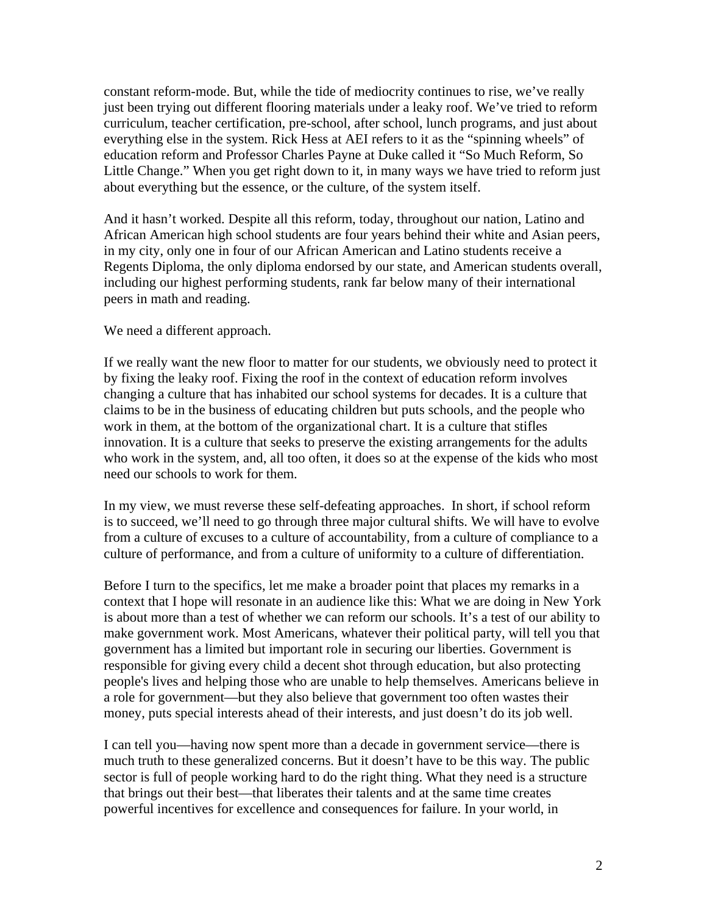constant reform-mode. But, while the tide of mediocrity continues to rise, we've really just been trying out different flooring materials under a leaky roof. We've tried to reform curriculum, teacher certification, pre-school, after school, lunch programs, and just about everything else in the system. Rick Hess at AEI refers to it as the "spinning wheels" of education reform and Professor Charles Payne at Duke called it "So Much Reform, So Little Change." When you get right down to it, in many ways we have tried to reform just about everything but the essence, or the culture, of the system itself.

And it hasn't worked. Despite all this reform, today, throughout our nation, Latino and African American high school students are four years behind their white and Asian peers, in my city, only one in four of our African American and Latino students receive a Regents Diploma, the only diploma endorsed by our state, and American students overall, including our highest performing students, rank far below many of their international peers in math and reading.

We need a different approach.

If we really want the new floor to matter for our students, we obviously need to protect it by fixing the leaky roof. Fixing the roof in the context of education reform involves changing a culture that has inhabited our school systems for decades. It is a culture that claims to be in the business of educating children but puts schools, and the people who work in them, at the bottom of the organizational chart. It is a culture that stifles innovation. It is a culture that seeks to preserve the existing arrangements for the adults who work in the system, and, all too often, it does so at the expense of the kids who most need our schools to work for them.

In my view, we must reverse these self-defeating approaches. In short, if school reform is to succeed, we'll need to go through three major cultural shifts. We will have to evolve from a culture of excuses to a culture of accountability, from a culture of compliance to a culture of performance, and from a culture of uniformity to a culture of differentiation.

Before I turn to the specifics, let me make a broader point that places my remarks in a context that I hope will resonate in an audience like this: What we are doing in New York is about more than a test of whether we can reform our schools. It's a test of our ability to make government work. Most Americans, whatever their political party, will tell you that government has a limited but important role in securing our liberties. Government is responsible for giving every child a decent shot through education, but also protecting people's lives and helping those who are unable to help themselves. Americans believe in a role for government—but they also believe that government too often wastes their money, puts special interests ahead of their interests, and just doesn't do its job well.

I can tell you—having now spent more than a decade in government service—there is much truth to these generalized concerns. But it doesn't have to be this way. The public sector is full of people working hard to do the right thing. What they need is a structure that brings out their best—that liberates their talents and at the same time creates powerful incentives for excellence and consequences for failure. In your world, in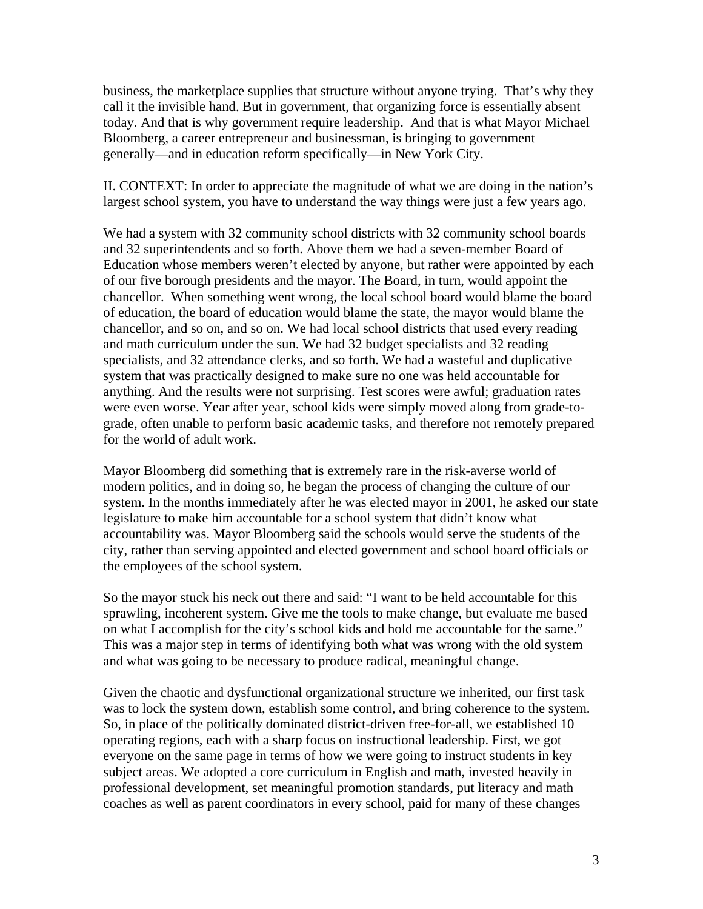business, the marketplace supplies that structure without anyone trying. That's why they call it the invisible hand. But in government, that organizing force is essentially absent today. And that is why government require leadership. And that is what Mayor Michael Bloomberg, a career entrepreneur and businessman, is bringing to government generally—and in education reform specifically—in New York City.

II. CONTEXT: In order to appreciate the magnitude of what we are doing in the nation's largest school system, you have to understand the way things were just a few years ago.

We had a system with 32 community school districts with 32 community school boards and 32 superintendents and so forth. Above them we had a seven-member Board of Education whose members weren't elected by anyone, but rather were appointed by each of our five borough presidents and the mayor. The Board, in turn, would appoint the chancellor. When something went wrong, the local school board would blame the board of education, the board of education would blame the state, the mayor would blame the chancellor, and so on, and so on. We had local school districts that used every reading and math curriculum under the sun. We had 32 budget specialists and 32 reading specialists, and 32 attendance clerks, and so forth. We had a wasteful and duplicative system that was practically designed to make sure no one was held accountable for anything. And the results were not surprising. Test scores were awful; graduation rates were even worse. Year after year, school kids were simply moved along from grade-to-grade, often unable to perform basic academic tasks, and therefore not remotely prepared for the world of adult work.

Mayor Bloomberg did something that is extremely rare in the risk-averse world of modern politics, and in doing so, he began the process of changing the culture of our system. In the months immediately after he was elected mayor in 2001, he asked our state legislature to make him accountable for a school system that didn't know what accountability was. Mayor Bloomberg said the schools would serve the students of the city, rather than serving appointed and elected government and school board officials or the employees of the school system.

So the mayor stuck his neck out there and said: "I want to be held accountable for this sprawling, incoherent system. Give me the tools to make change, but evaluate me based on what I accomplish for the city's school kids and hold me accountable for the same." This was a major step in terms of identifying both what was wrong with the old system and what was going to be necessary to produce radical, meaningful change.

Given the chaotic and dysfunctional organizational structure we inherited, our first task was to lock the system down, establish some control, and bring coherence to the system. So, in place of the politically dominated district-driven free-for-all, we established 10 operating regions, each with a sharp focus on instructional leadership. First, we got everyone on the same page in terms of how we were going to instruct students in key subject areas. We adopted a core curriculum in English and math, invested heavily in professional development, set meaningful promotion standards, put literacy and math coaches as well as parent coordinators in every school, paid for many of these changes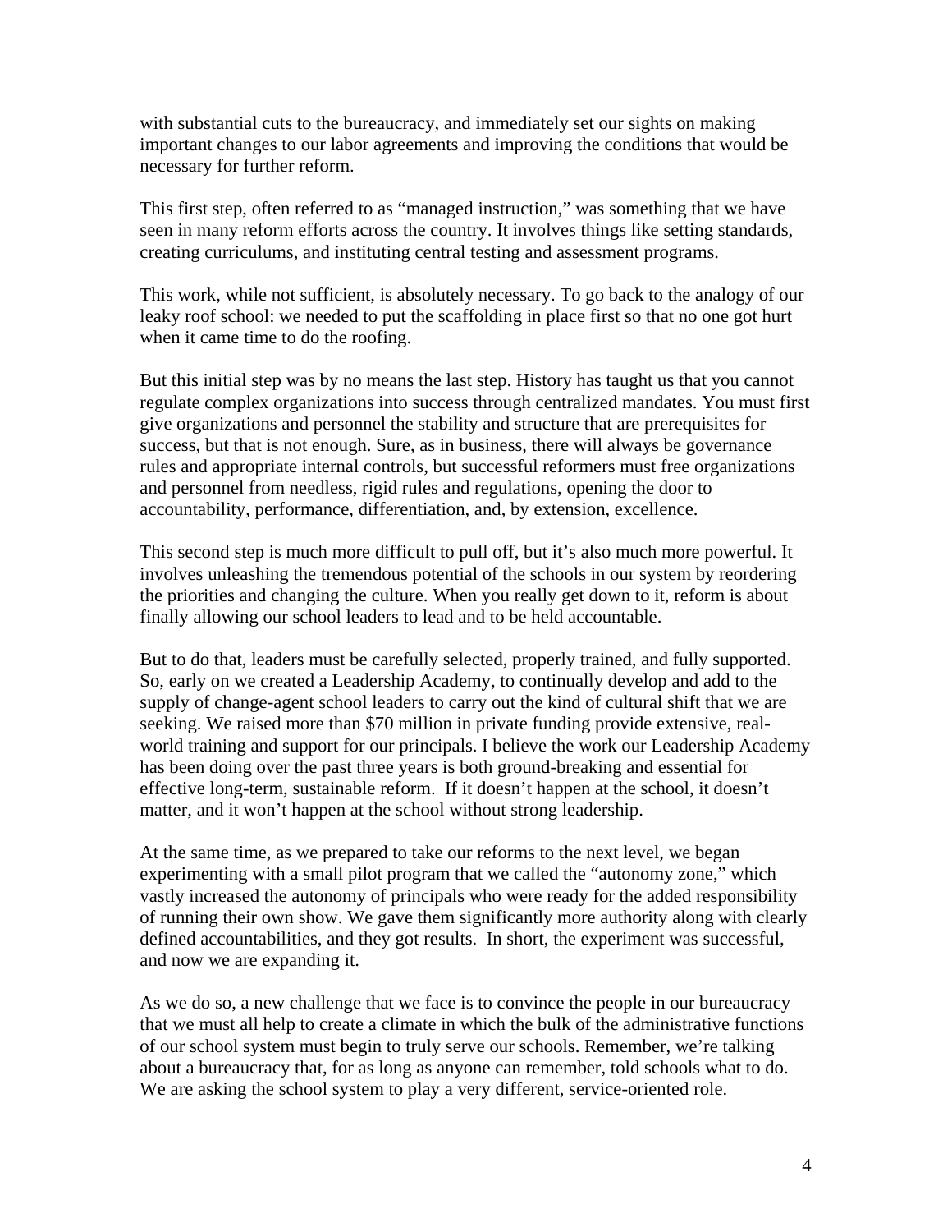with substantial cuts to the bureaucracy, and immediately set our sights on making important changes to our labor agreements and improving the conditions that would be necessary for further reform.

This first step, often referred to as "managed instruction," was something that we have seen in many reform efforts across the country. It involves things like setting standards, creating curriculums, and instituting central testing and assessment programs.

This work, while not sufficient, is absolutely necessary. To go back to the analogy of our leaky roof school: we needed to put the scaffolding in place first so that no one got hurt when it came time to do the roofing.

But this initial step was by no means the last step. History has taught us that you cannot regulate complex organizations into success through centralized mandates. You must first give organizations and personnel the stability and structure that are prerequisites for success, but that is not enough. Sure, as in business, there will always be governance rules and appropriate internal controls, but successful reformers must free organizations and personnel from needless, rigid rules and regulations, opening the door to accountability, performance, differentiation, and, by extension, excellence.

This second step is much more difficult to pull off, but it's also much more powerful. It involves unleashing the tremendous potential of the schools in our system by reordering the priorities and changing the culture. When you really get down to it, reform is about finally allowing our school leaders to lead and to be held accountable.

But to do that, leaders must be carefully selected, properly trained, and fully supported. So, early on we created a Leadership Academy, to continually develop and add to the supply of change-agent school leaders to carry out the kind of cultural shift that we are seeking. We raised more than $70 million in private funding provide extensive, real-world training and support for our principals. I believe the work our Leadership Academy has been doing over the past three years is both ground-breaking and essential for effective long-term, sustainable reform. If it doesn't happen at the school, it doesn't matter, and it won't happen at the school without strong leadership.

At the same time, as we prepared to take our reforms to the next level, we began experimenting with a small pilot program that we called the "autonomy zone," which vastly increased the autonomy of principals who were ready for the added responsibility of running their own show. We gave them significantly more authority along with clearly defined accountabilities, and they got results. In short, the experiment was successful, and now we are expanding it.

As we do so, a new challenge that we face is to convince the people in our bureaucracy that we must all help to create a climate in which the bulk of the administrative functions of our school system must begin to truly serve our schools. Remember, we're talking about a bureaucracy that, for as long as anyone can remember, told schools what to do. We are asking the school system to play a very different, service-oriented role.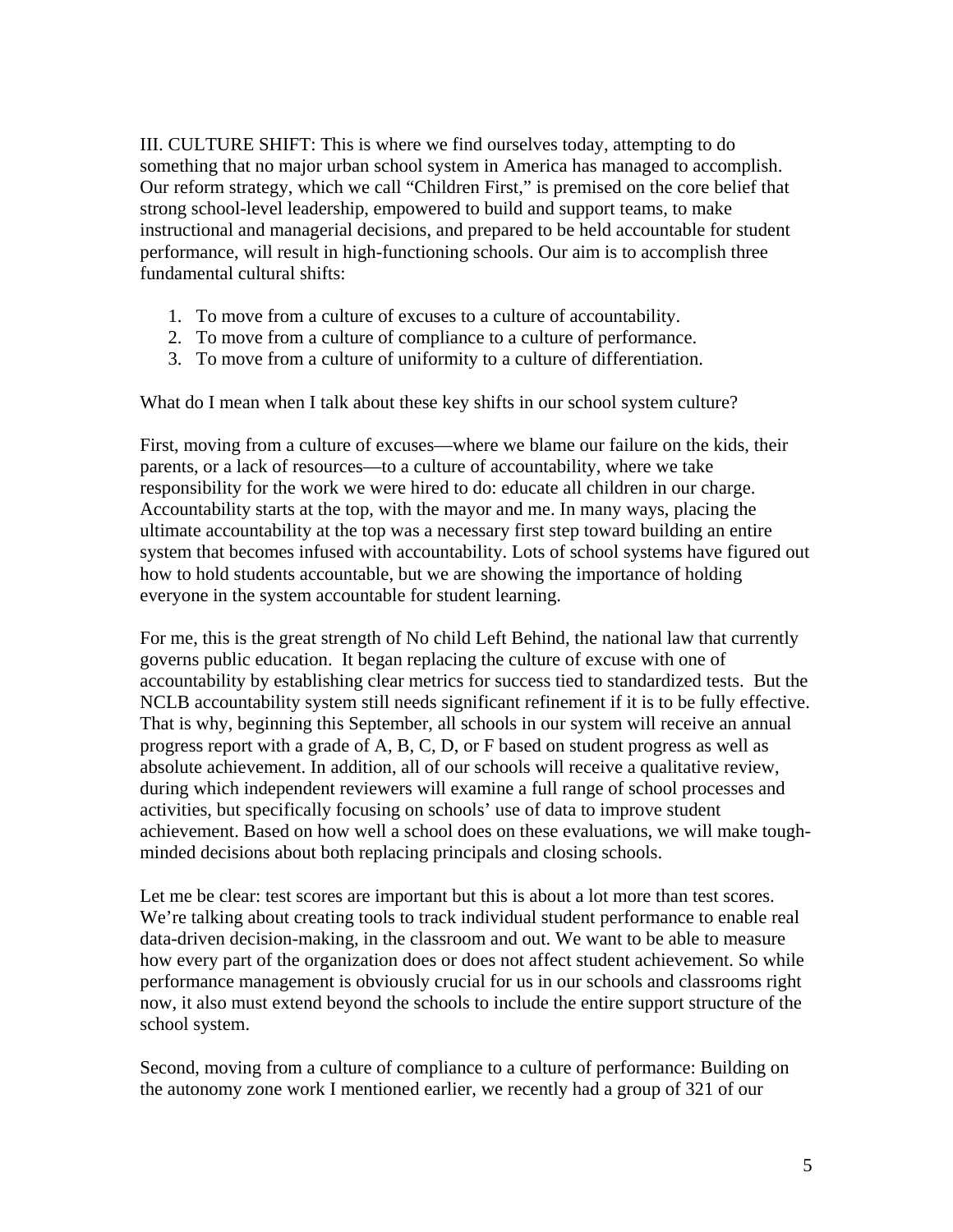III. CULTURE SHIFT: This is where we find ourselves today, attempting to do something that no major urban school system in America has managed to accomplish. Our reform strategy, which we call "Children First," is premised on the core belief that strong school-level leadership, empowered to build and support teams, to make instructional and managerial decisions, and prepared to be held accountable for student performance, will result in high-functioning schools. Our aim is to accomplish three fundamental cultural shifts:

1. To move from a culture of excuses to a culture of accountability.
2. To move from a culture of compliance to a culture of performance.
3. To move from a culture of uniformity to a culture of differentiation.

What do I mean when I talk about these key shifts in our school system culture?

First, moving from a culture of excuses—where we blame our failure on the kids, their parents, or a lack of resources—to a culture of accountability, where we take responsibility for the work we were hired to do: educate all children in our charge. Accountability starts at the top, with the mayor and me. In many ways, placing the ultimate accountability at the top was a necessary first step toward building an entire system that becomes infused with accountability. Lots of school systems have figured out how to hold students accountable, but we are showing the importance of holding everyone in the system accountable for student learning.

For me, this is the great strength of No child Left Behind, the national law that currently governs public education. It began replacing the culture of excuse with one of accountability by establishing clear metrics for success tied to standardized tests. But the NCLB accountability system still needs significant refinement if it is to be fully effective. That is why, beginning this September, all schools in our system will receive an annual progress report with a grade of A, B, C, D, or F based on student progress as well as absolute achievement. In addition, all of our schools will receive a qualitative review, during which independent reviewers will examine a full range of school processes and activities, but specifically focusing on schools' use of data to improve student achievement. Based on how well a school does on these evaluations, we will make tough-minded decisions about both replacing principals and closing schools.

Let me be clear: test scores are important but this is about a lot more than test scores. We're talking about creating tools to track individual student performance to enable real data-driven decision-making, in the classroom and out. We want to be able to measure how every part of the organization does or does not affect student achievement. So while performance management is obviously crucial for us in our schools and classrooms right now, it also must extend beyond the schools to include the entire support structure of the school system.

Second, moving from a culture of compliance to a culture of performance: Building on the autonomy zone work I mentioned earlier, we recently had a group of 321 of our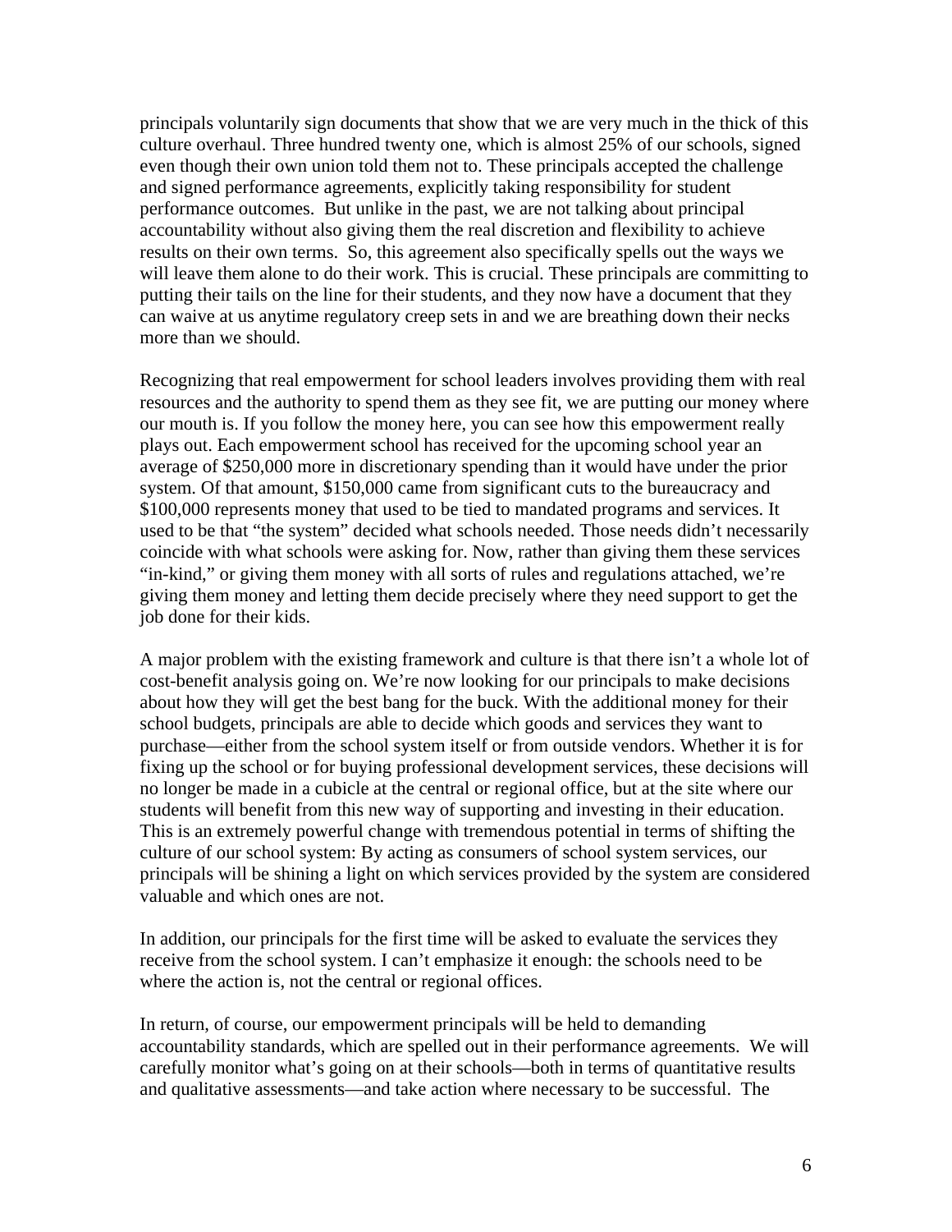principals voluntarily sign documents that show that we are very much in the thick of this culture overhaul. Three hundred twenty one, which is almost 25% of our schools, signed even though their own union told them not to. These principals accepted the challenge and signed performance agreements, explicitly taking responsibility for student performance outcomes. But unlike in the past, we are not talking about principal accountability without also giving them the real discretion and flexibility to achieve results on their own terms. So, this agreement also specifically spells out the ways we will leave them alone to do their work. This is crucial. These principals are committing to putting their tails on the line for their students, and they now have a document that they can waive at us anytime regulatory creep sets in and we are breathing down their necks more than we should.

Recognizing that real empowerment for school leaders involves providing them with real resources and the authority to spend them as they see fit, we are putting our money where our mouth is. If you follow the money here, you can see how this empowerment really plays out. Each empowerment school has received for the upcoming school year an average of $250,000 more in discretionary spending than it would have under the prior system. Of that amount, $150,000 came from significant cuts to the bureaucracy and $100,000 represents money that used to be tied to mandated programs and services. It used to be that "the system" decided what schools needed. Those needs didn't necessarily coincide with what schools were asking for. Now, rather than giving them these services "in-kind," or giving them money with all sorts of rules and regulations attached, we're giving them money and letting them decide precisely where they need support to get the job done for their kids.

A major problem with the existing framework and culture is that there isn't a whole lot of cost-benefit analysis going on. We're now looking for our principals to make decisions about how they will get the best bang for the buck. With the additional money for their school budgets, principals are able to decide which goods and services they want to purchase—either from the school system itself or from outside vendors. Whether it is for fixing up the school or for buying professional development services, these decisions will no longer be made in a cubicle at the central or regional office, but at the site where our students will benefit from this new way of supporting and investing in their education. This is an extremely powerful change with tremendous potential in terms of shifting the culture of our school system: By acting as consumers of school system services, our principals will be shining a light on which services provided by the system are considered valuable and which ones are not.

In addition, our principals for the first time will be asked to evaluate the services they receive from the school system. I can't emphasize it enough: the schools need to be where the action is, not the central or regional offices.

In return, of course, our empowerment principals will be held to demanding accountability standards, which are spelled out in their performance agreements. We will carefully monitor what's going on at their schools—both in terms of quantitative results and qualitative assessments—and take action where necessary to be successful. The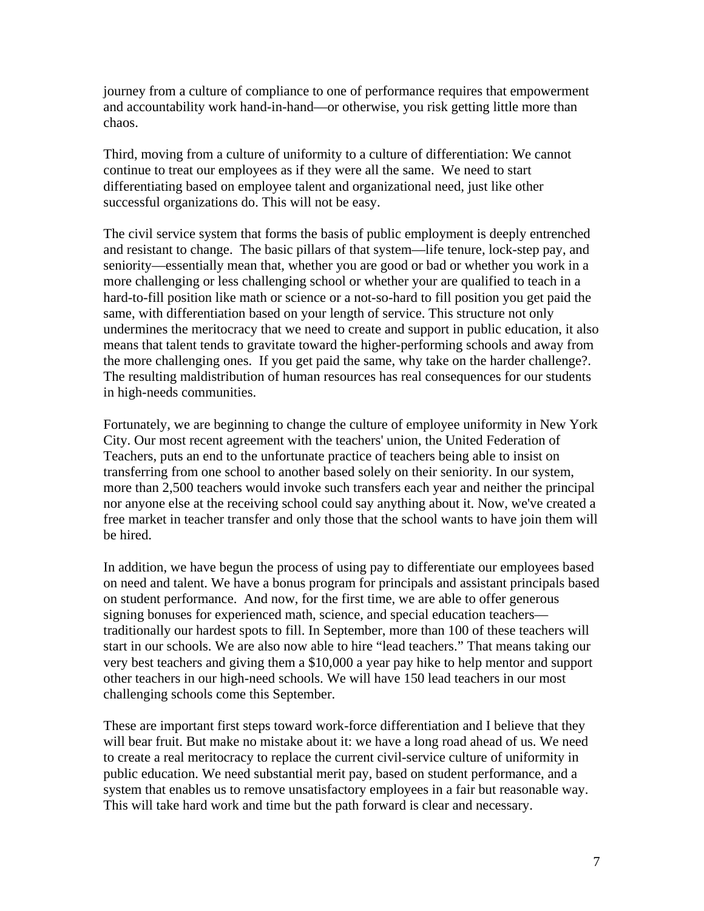journey from a culture of compliance to one of performance requires that empowerment and accountability work hand-in-hand—or otherwise, you risk getting little more than chaos.

Third, moving from a culture of uniformity to a culture of differentiation: We cannot continue to treat our employees as if they were all the same. We need to start differentiating based on employee talent and organizational need, just like other successful organizations do. This will not be easy.

The civil service system that forms the basis of public employment is deeply entrenched and resistant to change. The basic pillars of that system—life tenure, lock-step pay, and seniority—essentially mean that, whether you are good or bad or whether you work in a more challenging or less challenging school or whether your are qualified to teach in a hard-to-fill position like math or science or a not-so-hard to fill position you get paid the same, with differentiation based on your length of service. This structure not only undermines the meritocracy that we need to create and support in public education, it also means that talent tends to gravitate toward the higher-performing schools and away from the more challenging ones. If you get paid the same, why take on the harder challenge?. The resulting maldistribution of human resources has real consequences for our students in high-needs communities.

Fortunately, we are beginning to change the culture of employee uniformity in New York City. Our most recent agreement with the teachers' union, the United Federation of Teachers, puts an end to the unfortunate practice of teachers being able to insist on transferring from one school to another based solely on their seniority. In our system, more than 2,500 teachers would invoke such transfers each year and neither the principal nor anyone else at the receiving school could say anything about it. Now, we've created a free market in teacher transfer and only those that the school wants to have join them will be hired.

In addition, we have begun the process of using pay to differentiate our employees based on need and talent. We have a bonus program for principals and assistant principals based on student performance. And now, for the first time, we are able to offer generous signing bonuses for experienced math, science, and special education teachers—traditionally our hardest spots to fill. In September, more than 100 of these teachers will start in our schools. We are also now able to hire "lead teachers." That means taking our very best teachers and giving them a $10,000 a year pay hike to help mentor and support other teachers in our high-need schools. We will have 150 lead teachers in our most challenging schools come this September.

These are important first steps toward work-force differentiation and I believe that they will bear fruit. But make no mistake about it: we have a long road ahead of us. We need to create a real meritocracy to replace the current civil-service culture of uniformity in public education. We need substantial merit pay, based on student performance, and a system that enables us to remove unsatisfactory employees in a fair but reasonable way. This will take hard work and time but the path forward is clear and necessary.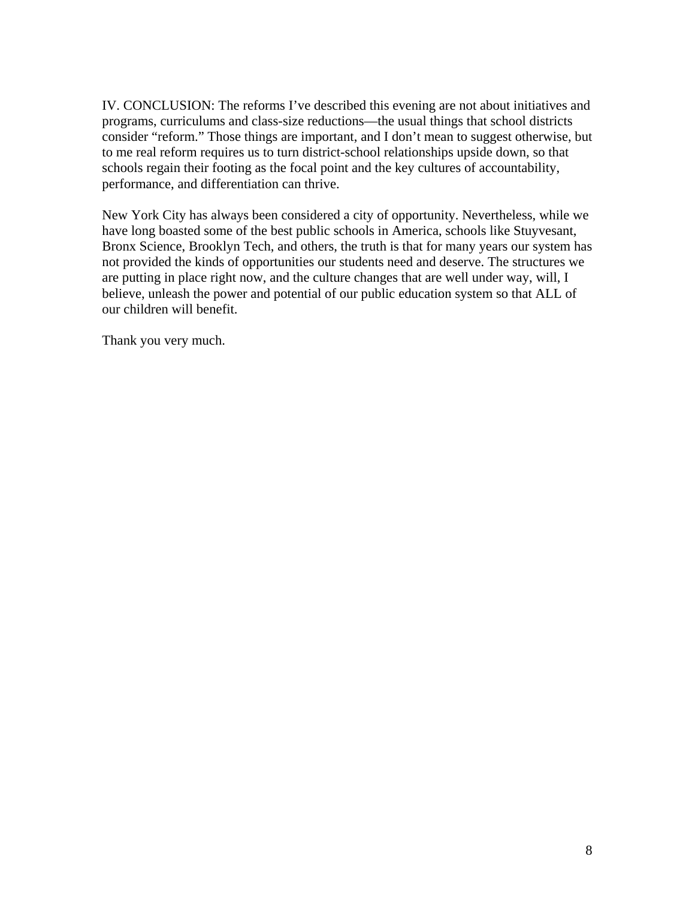IV. CONCLUSION: The reforms I've described this evening are not about initiatives and programs, curriculums and class-size reductions—the usual things that school districts consider "reform." Those things are important, and I don't mean to suggest otherwise, but to me real reform requires us to turn district-school relationships upside down, so that schools regain their footing as the focal point and the key cultures of accountability, performance, and differentiation can thrive.

New York City has always been considered a city of opportunity. Nevertheless, while we have long boasted some of the best public schools in America, schools like Stuyvesant, Bronx Science, Brooklyn Tech, and others, the truth is that for many years our system has not provided the kinds of opportunities our students need and deserve. The structures we are putting in place right now, and the culture changes that are well under way, will, I believe, unleash the power and potential of our public education system so that ALL of our children will benefit.

Thank you very much.